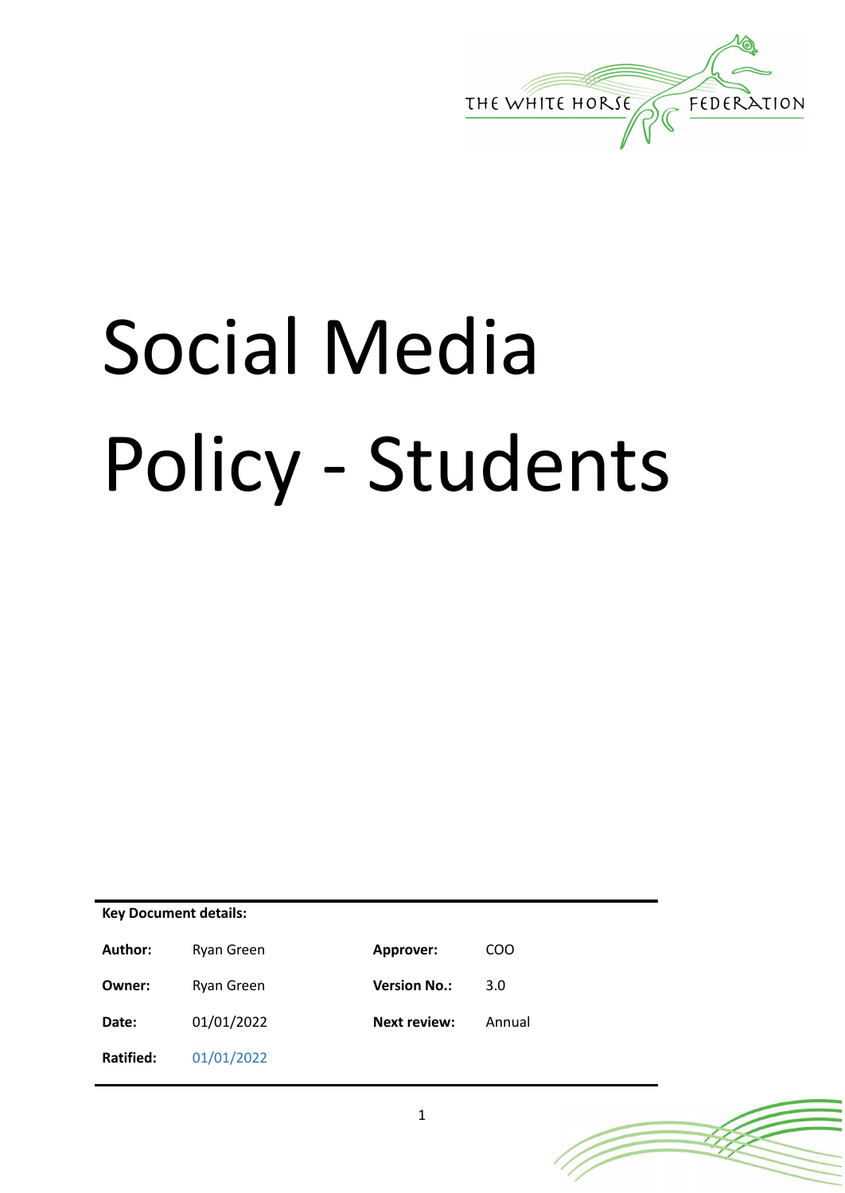THE WHITE HORSE FEDERATION

# Social Media Policy - Students

**Key Document details:**

| | | | |
|---|---|---|---|
| **Author:** | Ryan Green | **Approver:** | COO |
| **Owner:** | Ryan Green | **Version No.:** | 3.0 |
| **Date:** | 01/01/2022 | **Next review:** | Annual |
| **Ratified:** | 01/01/2022 | | |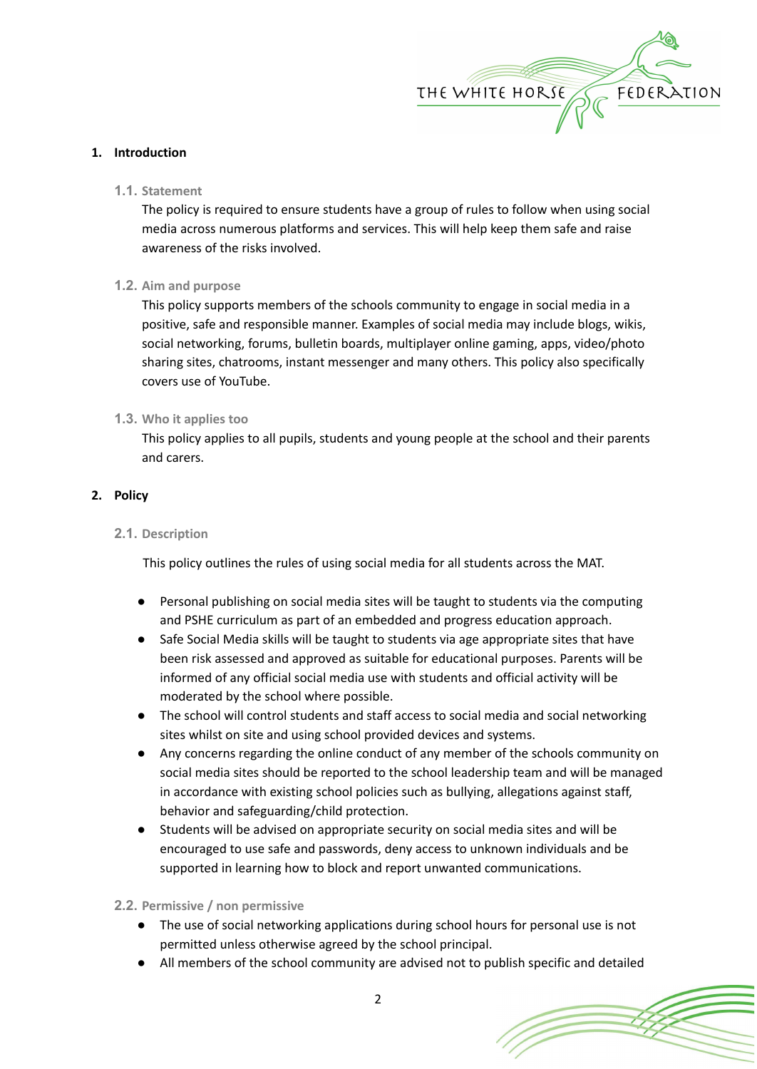## 1. Introduction

### 1.1. Statement

The policy is required to ensure students have a group of rules to follow when using social media across numerous platforms and services. This will help keep them safe and raise awareness of the risks involved.

### 1.2. Aim and purpose

This policy supports members of the schools community to engage in social media in a positive, safe and responsible manner. Examples of social media may include blogs, wikis, social networking, forums, bulletin boards, multiplayer online gaming, apps, video/photo sharing sites, chatrooms, instant messenger and many others. This policy also specifically covers use of YouTube.

### 1.3. Who it applies too

This policy applies to all pupils, students and young people at the school and their parents and carers.

## 2. Policy

### 2.1. Description

This policy outlines the rules of using social media for all students across the MAT.

- Personal publishing on social media sites will be taught to students via the computing and PSHE curriculum as part of an embedded and progress education approach.
- Safe Social Media skills will be taught to students via age appropriate sites that have been risk assessed and approved as suitable for educational purposes. Parents will be informed of any official social media use with students and official activity will be moderated by the school where possible.
- The school will control students and staff access to social media and social networking sites whilst on site and using school provided devices and systems.
- Any concerns regarding the online conduct of any member of the schools community on social media sites should be reported to the school leadership team and will be managed in accordance with existing school policies such as bullying, allegations against staff, behavior and safeguarding/child protection.
- Students will be advised on appropriate security on social media sites and will be encouraged to use safe and passwords, deny access to unknown individuals and be supported in learning how to block and report unwanted communications.

### 2.2. Permissive / non permissive

- The use of social networking applications during school hours for personal use is not permitted unless otherwise agreed by the school principal.
- All members of the school community are advised not to publish specific and detailed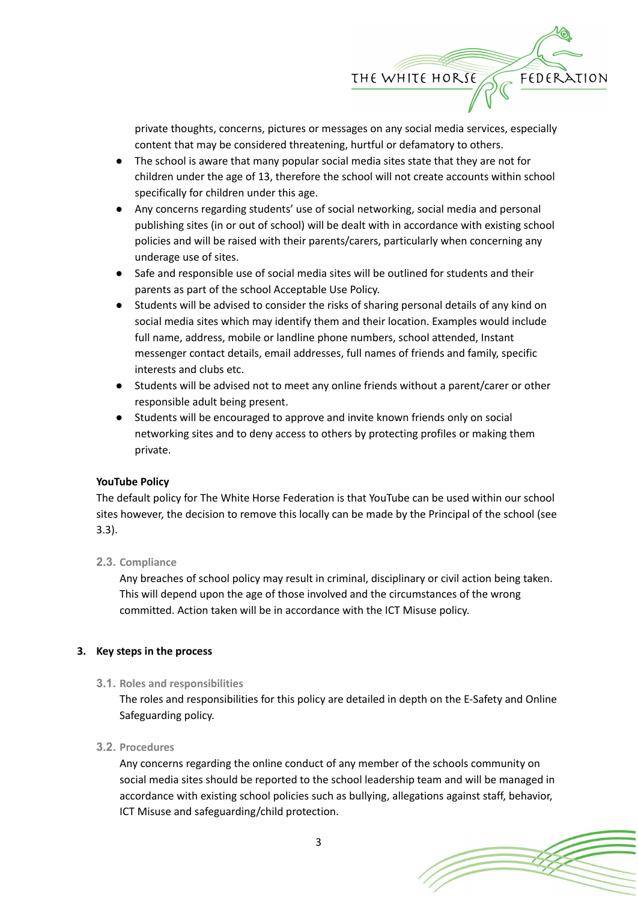private thoughts, concerns, pictures or messages on any social media services, especially content that may be considered threatening, hurtful or defamatory to others.

- The school is aware that many popular social media sites state that they are not for children under the age of 13, therefore the school will not create accounts within school specifically for children under this age.
- Any concerns regarding students' use of social networking, social media and personal publishing sites (in or out of school) will be dealt with in accordance with existing school policies and will be raised with their parents/carers, particularly when concerning any underage use of sites.
- Safe and responsible use of social media sites will be outlined for students and their parents as part of the school Acceptable Use Policy.
- Students will be advised to consider the risks of sharing personal details of any kind on social media sites which may identify them and their location. Examples would include full name, address, mobile or landline phone numbers, school attended, Instant messenger contact details, email addresses, full names of friends and family, specific interests and clubs etc.
- Students will be advised not to meet any online friends without a parent/carer or other responsible adult being present.
- Students will be encouraged to approve and invite known friends only on social networking sites and to deny access to others by protecting profiles or making them private.

**YouTube Policy**

The default policy for The White Horse Federation is that YouTube can be used within our school sites however, the decision to remove this locally can be made by the Principal of the school (see 3.3).

### 2.3. Compliance

Any breaches of school policy may result in criminal, disciplinary or civil action being taken. This will depend upon the age of those involved and the circumstances of the wrong committed. Action taken will be in accordance with the ICT Misuse policy.

## 3. Key steps in the process

### 3.1. Roles and responsibilities

The roles and responsibilities for this policy are detailed in depth on the E-Safety and Online Safeguarding policy.

### 3.2. Procedures

Any concerns regarding the online conduct of any member of the schools community on social media sites should be reported to the school leadership team and will be managed in accordance with existing school policies such as bullying, allegations against staff, behavior, ICT Misuse and safeguarding/child protection.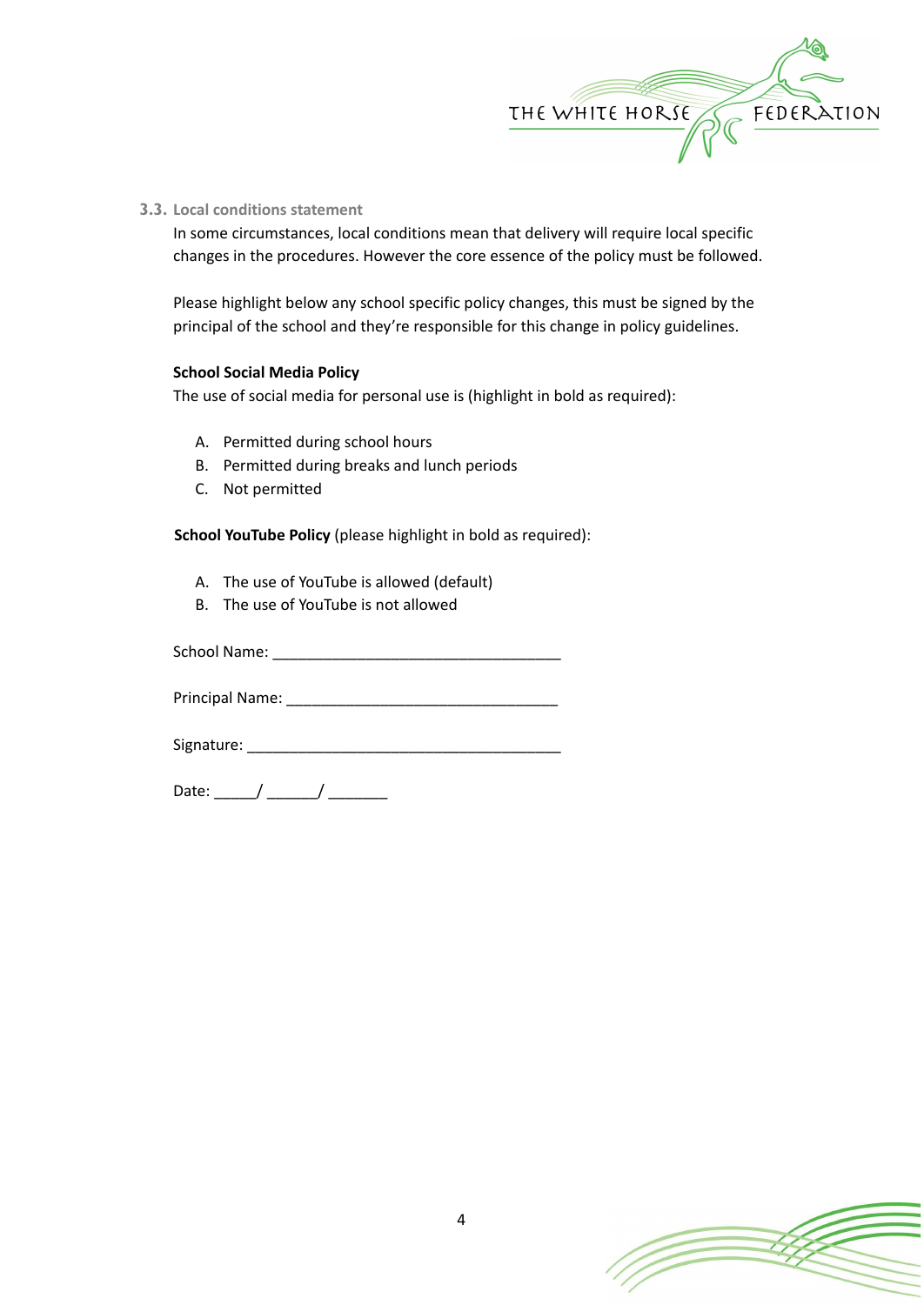### 3.3. Local conditions statement

In some circumstances, local conditions mean that delivery will require local specific changes in the procedures. However the core essence of the policy must be followed.

Please highlight below any school specific policy changes, this must be signed by the principal of the school and they're responsible for this change in policy guidelines.

**School Social Media Policy**

The use of social media for personal use is (highlight in bold as required):

A. Permitted during school hours
B. Permitted during breaks and lunch periods
C. Not permitted

**School YouTube Policy** (please highlight in bold as required):

A. The use of YouTube is allowed (default)
B. The use of YouTube is not allowed

School Name: ___________________________________

Principal Name: _________________________________

Signature: ______________________________________

Date: _____/ ______/ _______